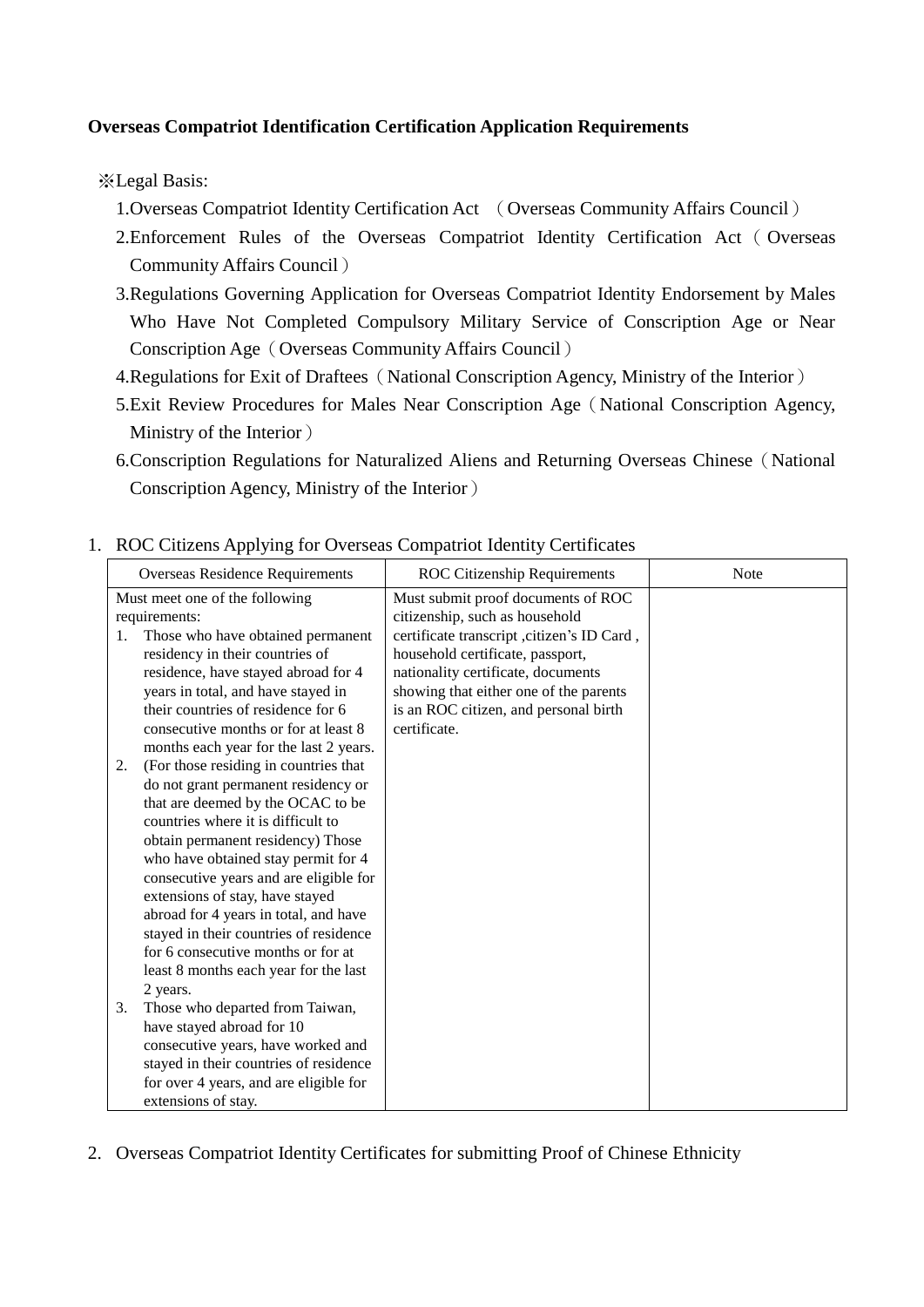**Overseas Compatriot Identification Certification Application Requirements**

※Legal Basis:

1.Overseas Compatriot Identity Certification Act （Overseas Community Affairs Council）

2.Enforcement Rules of the Overseas Compatriot Identity Certification Act（Overseas Community Affairs Council）

3.Regulations Governing Application for Overseas Compatriot Identity Endorsement by Males Who Have Not Completed Compulsory Military Service of Conscription Age or Near Conscription Age（Overseas Community Affairs Council）

4.Regulations for Exit of Draftees（National Conscription Agency, Ministry of the Interior）

5.Exit Review Procedures for Males Near Conscription Age（National Conscription Agency, Ministry of the Interior）

6.Conscription Regulations for Naturalized Aliens and Returning Overseas Chinese（National Conscription Agency, Ministry of the Interior）

1. ROC Citizens Applying for Overseas Compatriot Identity Certificates

| Overseas Residence Requirements | ROC Citizenship Requirements | Note |
|---|---|---|
| Must meet one of the following requirements:<br>1. Those who have obtained permanent residency in their countries of residence, have stayed abroad for 4 years in total, and have stayed in their countries of residence for 6 consecutive months or for at least 8 months each year for the last 2 years.<br>2. (For those residing in countries that do not grant permanent residency or that are deemed by the OCAC to be countries where it is difficult to obtain permanent residency) Those who have obtained stay permit for 4 consecutive years and are eligible for extensions of stay, have stayed abroad for 4 years in total, and have stayed in their countries of residence for 6 consecutive months or for at least 8 months each year for the last 2 years.<br>3. Those who departed from Taiwan, have stayed abroad for 10 consecutive years, have worked and stayed in their countries of residence for over 4 years, and are eligible for extensions of stay. | Must submit proof documents of ROC citizenship, such as household certificate transcript ,citizen's ID Card , household certificate, passport, nationality certificate, documents showing that either one of the parents is an ROC citizen, and personal birth certificate. | |

2. Overseas Compatriot Identity Certificates for submitting Proof of Chinese Ethnicity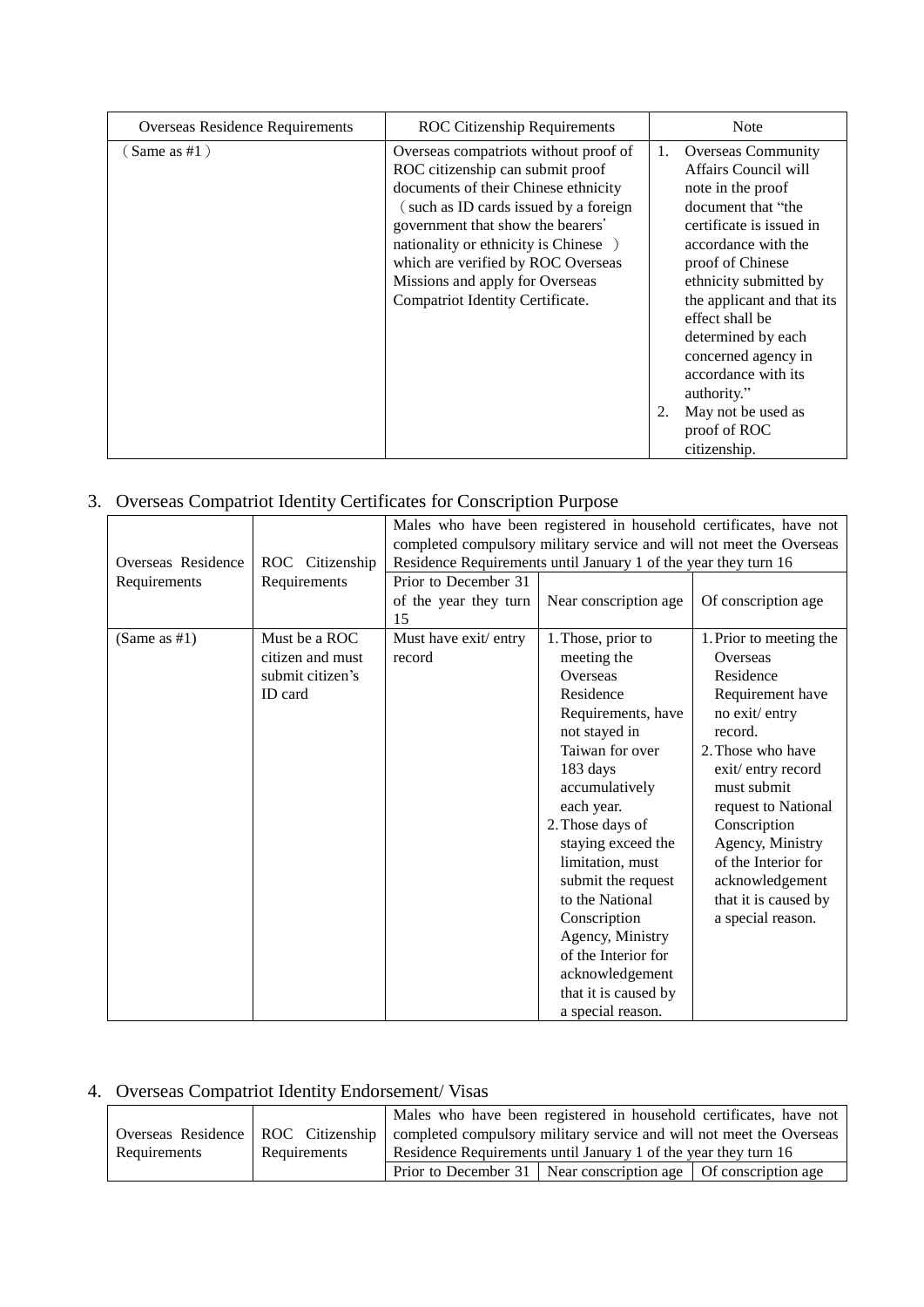| Overseas Residence Requirements | ROC Citizenship Requirements | Note |
|---|---|---|
| （Same as #1） | Overseas compatriots without proof of ROC citizenship can submit proof documents of their Chinese ethnicity（such as ID cards issued by a foreign government that show the bearers' nationality or ethnicity is Chinese ）which are verified by ROC Overseas Missions and apply for Overseas Compatriot Identity Certificate. | 1. Overseas Community Affairs Council will note in the proof document that "the certificate is issued in accordance with the proof of Chinese ethnicity submitted by the applicant and that its effect shall be determined by each concerned agency in accordance with its authority."<br>2. May not be used as proof of ROC citizenship. |

3. Overseas Compatriot Identity Certificates for Conscription Purpose

| Overseas Residence Requirements | ROC Citizenship Requirements | Males who have been registered in household certificates, have not completed compulsory military service and will not meet the Overseas Residence Requirements until January 1 of the year they turn 16 | | |
|---|---|---|---|---|
| | | Prior to December 31 of the year they turn 15 | Near conscription age | Of conscription age |
| (Same as #1) | Must be a ROC citizen and must submit citizen's ID card | Must have exit/ entry record | 1. Those, prior to meeting the Overseas Residence Requirements, have not stayed in Taiwan for over 183 days accumulatively each year.<br>2. Those days of staying exceed the limitation, must submit the request to the National Conscription Agency, Ministry of the Interior for acknowledgement that it is caused by a special reason. | 1. Prior to meeting the Overseas Residence Requirement have no exit/ entry record.<br>2. Those who have exit/ entry record must submit request to National Conscription Agency, Ministry of the Interior for acknowledgement that it is caused by a special reason. |

4. Overseas Compatriot Identity Endorsement/ Visas

| Overseas Residence Requirements | ROC Citizenship Requirements | Males who have been registered in household certificates, have not completed compulsory military service and will not meet the Overseas Residence Requirements until January 1 of the year they turn 16 | | |
|---|---|---|---|---|
| | | Prior to December 31 | Near conscription age | Of conscription age |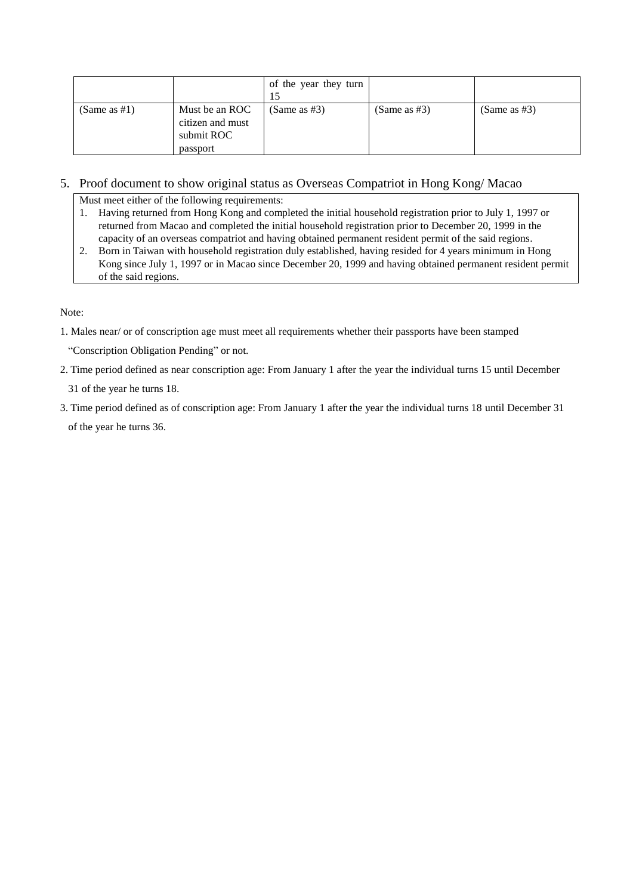| | | | | |
|---|---|---|---|---|
| | | of the year they turn 15 | | |
| (Same as #1) | Must be an ROC citizen and must submit ROC passport | (Same as #3) | (Same as #3) | (Same as #3) |

5. Proof document to show original status as Overseas Compatriot in Hong Kong/ Macao

Must meet either of the following requirements:

1. Having returned from Hong Kong and completed the initial household registration prior to July 1, 1997 or returned from Macao and completed the initial household registration prior to December 20, 1999 in the capacity of an overseas compatriot and having obtained permanent resident permit of the said regions.
2. Born in Taiwan with household registration duly established, having resided for 4 years minimum in Hong Kong since July 1, 1997 or in Macao since December 20, 1999 and having obtained permanent resident permit of the said regions.

Note:

1. Males near/ or of conscription age must meet all requirements whether their passports have been stamped "Conscription Obligation Pending" or not.
2. Time period defined as near conscription age: From January 1 after the year the individual turns 15 until December 31 of the year he turns 18.
3. Time period defined as of conscription age: From January 1 after the year the individual turns 18 until December 31 of the year he turns 36.